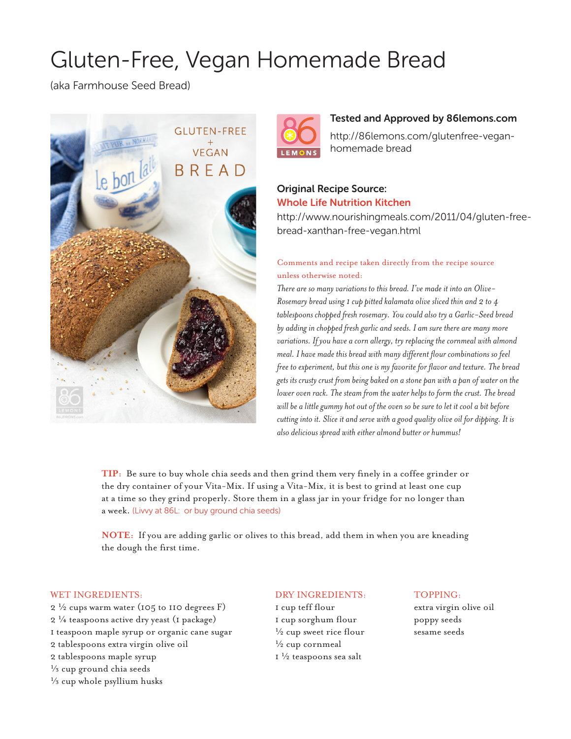# Gluten-Free, Vegan Homemade Bread

(aka Farmhouse Seed Bread)

**Tested and Approved by 86lemons.com**

http://86lemons.com/glutenfree-vegan-homemade bread

**Original Recipe Source:**

**Whole Life Nutrition Kitchen**

http://www.nourishingmeals.com/2011/04/gluten-free-bread-xanthan-free-vegan.html

Comments and recipe taken directly from the recipe source unless otherwise noted:

*There are so many variations to this bread. I've made it into an Olive-Rosemary bread using 1 cup pitted kalamata olive sliced thin and 2 to 4 tablespoons chopped fresh rosemary. You could also try a Garlic-Seed bread by adding in chopped fresh garlic and seeds. I am sure there are many more variations. If you have a corn allergy, try replacing the cornmeal with almond meal. I have made this bread with many different flour combinations so feel free to experiment, but this one is my favorite for flavor and texture. The bread gets its crusty crust from being baked on a stone pan with a pan of water on the lower oven rack. The steam from the water helps to form the crust. The bread will be a little gummy hot out of the oven so be sure to let it cool a bit before cutting into it. Slice it and serve with a good quality olive oil for dipping. It is also delicious spread with either almond butter or hummus!*

**TIP:** Be sure to buy whole chia seeds and then grind them very finely in a coffee grinder or the dry container of your Vita-Mix. If using a Vita-Mix, it is best to grind at least one cup at a time so they grind properly. Store them in a glass jar in your fridge for no longer than a week. (Livvy at 86L: or buy ground chia seeds)

**NOTE:** If you are adding garlic or olives to this bread, add them in when you are kneading the dough the first time.

WET INGREDIENTS:

- 2 ½ cups warm water (105 to 110 degrees F)
- 2 ¼ teaspoons active dry yeast (1 package)
- 1 teaspoon maple syrup or organic cane sugar
- 2 tablespoons extra virgin olive oil
- 2 tablespoons maple syrup
- ⅓ cup ground chia seeds
- ⅓ cup whole psyllium husks

DRY INGREDIENTS:

- 1 cup teff flour
- 1 cup sorghum flour
- ½ cup sweet rice flour
- ½ cup cornmeal
- 1 ½ teaspoons sea salt

TOPPING:

- extra virgin olive oil
- poppy seeds
- sesame seeds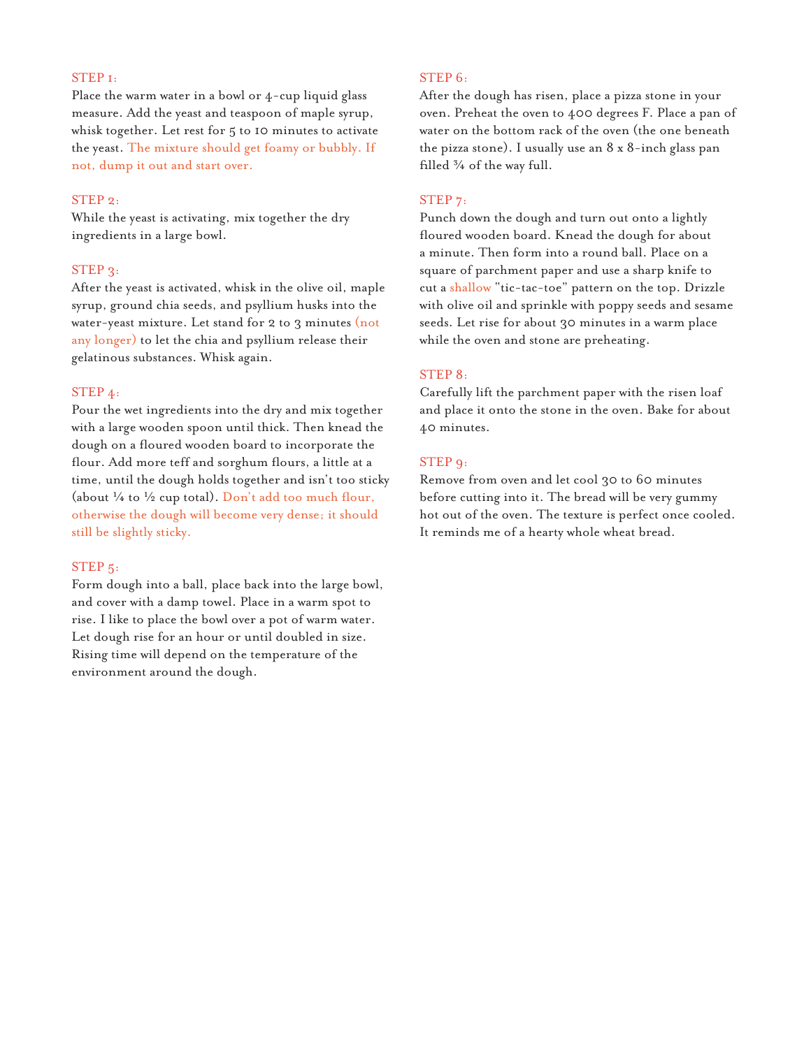STEP 1:

Place the warm water in a bowl or 4-cup liquid glass measure. Add the yeast and teaspoon of maple syrup, whisk together. Let rest for 5 to 10 minutes to activate the yeast. The mixture should get foamy or bubbly. If not, dump it out and start over.

STEP 2:

While the yeast is activating, mix together the dry ingredients in a large bowl.

STEP 3:

After the yeast is activated, whisk in the olive oil, maple syrup, ground chia seeds, and psyllium husks into the water-yeast mixture. Let stand for 2 to 3 minutes (not any longer) to let the chia and psyllium release their gelatinous substances. Whisk again.

STEP 4:

Pour the wet ingredients into the dry and mix together with a large wooden spoon until thick. Then knead the dough on a floured wooden board to incorporate the flour. Add more teff and sorghum flours, a little at a time, until the dough holds together and isn't too sticky (about ¼ to ½ cup total). Don't add too much flour, otherwise the dough will become very dense; it should still be slightly sticky.

STEP 5:

Form dough into a ball, place back into the large bowl, and cover with a damp towel. Place in a warm spot to rise. I like to place the bowl over a pot of warm water. Let dough rise for an hour or until doubled in size. Rising time will depend on the temperature of the environment around the dough.

STEP 6:

After the dough has risen, place a pizza stone in your oven. Preheat the oven to 400 degrees F. Place a pan of water on the bottom rack of the oven (the one beneath the pizza stone). I usually use an 8 x 8-inch glass pan filled ¾ of the way full.

STEP 7:

Punch down the dough and turn out onto a lightly floured wooden board. Knead the dough for about a minute. Then form into a round ball. Place on a square of parchment paper and use a sharp knife to cut a shallow "tic-tac-toe" pattern on the top. Drizzle with olive oil and sprinkle with poppy seeds and sesame seeds. Let rise for about 30 minutes in a warm place while the oven and stone are preheating.

STEP 8:

Carefully lift the parchment paper with the risen loaf and place it onto the stone in the oven. Bake for about 40 minutes.

STEP 9:

Remove from oven and let cool 30 to 60 minutes before cutting into it. The bread will be very gummy hot out of the oven. The texture is perfect once cooled. It reminds me of a hearty whole wheat bread.